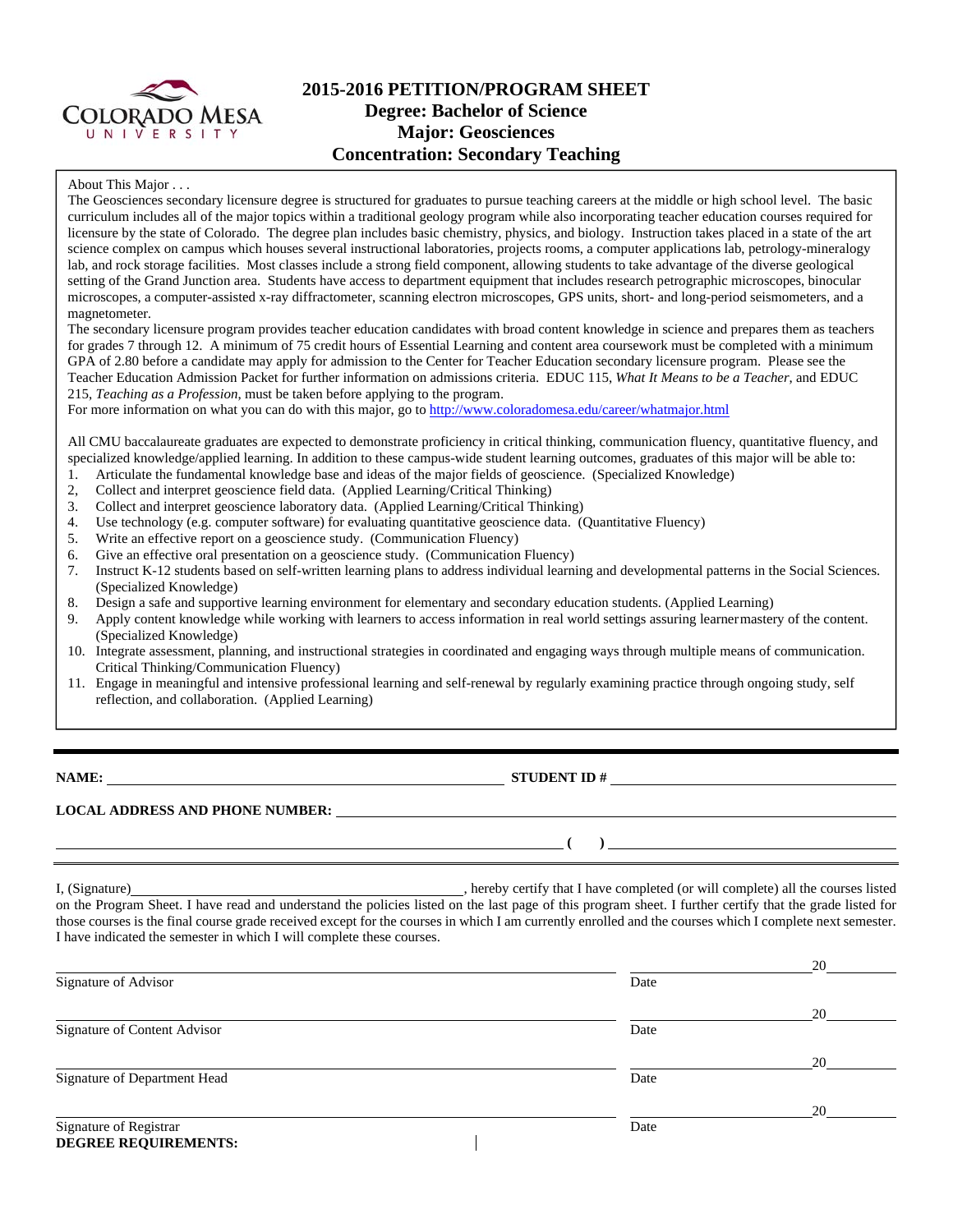# 2015-2016 PETITION/PROGRAM SHEET
## Degree: Bachelor of Science
## Major: Geosciences
## Concentration: Secondary Teaching

About This Major . . .

The Geosciences secondary licensure degree is structured for graduates to pursue teaching careers at the middle or high school level. The basic curriculum includes all of the major topics within a traditional geology program while also incorporating teacher education courses required for licensure by the state of Colorado. The degree plan includes basic chemistry, physics, and biology. Instruction takes placed in a state of the art science complex on campus which houses several instructional laboratories, projects rooms, a computer applications lab, petrology-mineralogy lab, and rock storage facilities. Most classes include a strong field component, allowing students to take advantage of the diverse geological setting of the Grand Junction area. Students have access to department equipment that includes research petrographic microscopes, binocular microscopes, a computer-assisted x-ray diffractometer, scanning electron microscopes, GPS units, short- and long-period seismometers, and a magnetometer.

The secondary licensure program provides teacher education candidates with broad content knowledge in science and prepares them as teachers for grades 7 through 12. A minimum of 75 credit hours of Essential Learning and content area coursework must be completed with a minimum GPA of 2.80 before a candidate may apply for admission to the Center for Teacher Education secondary licensure program. Please see the Teacher Education Admission Packet for further information on admissions criteria. EDUC 115, *What It Means to be a Teacher*, and EDUC 215, *Teaching as a Profession*, must be taken before applying to the program.

For more information on what you can do with this major, go to http://www.coloradomesa.edu/career/whatmajor.html

All CMU baccalaureate graduates are expected to demonstrate proficiency in critical thinking, communication fluency, quantitative fluency, and specialized knowledge/applied learning. In addition to these campus-wide student learning outcomes, graduates of this major will be able to:

1. Articulate the fundamental knowledge base and ideas of the major fields of geoscience. (Specialized Knowledge)
2. Collect and interpret geoscience field data. (Applied Learning/Critical Thinking)
3. Collect and interpret geoscience laboratory data. (Applied Learning/Critical Thinking)
4. Use technology (e.g. computer software) for evaluating quantitative geoscience data. (Quantitative Fluency)
5. Write an effective report on a geoscience study. (Communication Fluency)
6. Give an effective oral presentation on a geoscience study. (Communication Fluency)
7. Instruct K-12 students based on self-written learning plans to address individual learning and developmental patterns in the Social Sciences. (Specialized Knowledge)
8. Design a safe and supportive learning environment for elementary and secondary education students. (Applied Learning)
9. Apply content knowledge while working with learners to access information in real world settings assuring learner mastery of the content. (Specialized Knowledge)
10. Integrate assessment, planning, and instructional strategies in coordinated and engaging ways through multiple means of communication. Critical Thinking/Communication Fluency)
11. Engage in meaningful and intensive professional learning and self-renewal by regularly examining practice through ongoing study, self reflection, and collaboration. (Applied Learning)

**NAME:** ______________________________ **STUDENT ID #** ______________________________

**LOCAL ADDRESS AND PHONE NUMBER:** ______________________________

______________________________ **( )** ______________________________

I, (Signature)______________________________, hereby certify that I have completed (or will complete) all the courses listed on the Program Sheet. I have read and understand the policies listed on the last page of this program sheet. I further certify that the grade listed for those courses is the final course grade received except for the courses in which I am currently enrolled and the courses which I complete next semester. I have indicated the semester in which I will complete these courses.

______________________________ 20______
Signature of Advisor — Date

______________________________ 20______
Signature of Content Advisor — Date

______________________________ 20______
Signature of Department Head — Date

______________________________ 20______
Signature of Registrar — Date

**DEGREE REQUIREMENTS:**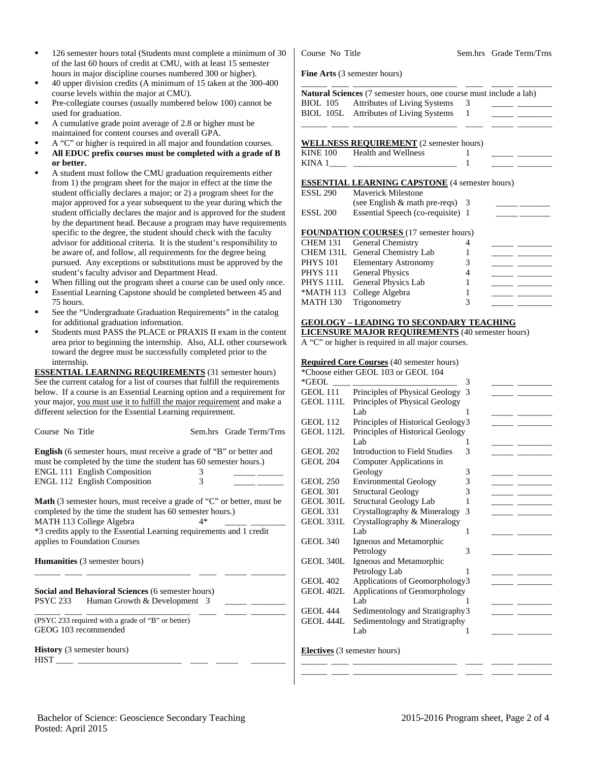- 126 semester hours total (Students must complete a minimum of 30 of the last 60 hours of credit at CMU, with at least 15 semester hours in major discipline courses numbered 300 or higher).
- 40 upper division credits (A minimum of 15 taken at the 300-400 course levels within the major at CMU).
- Pre-collegiate courses (usually numbered below 100) cannot be used for graduation.
- A cumulative grade point average of 2.8 or higher must be maintained for content courses and overall GPA.
- A "C" or higher is required in all major and foundation courses.
- **All EDUC prefix courses must be completed with a grade of B or better.**
- A student must follow the CMU graduation requirements either from 1) the program sheet for the major in effect at the time the student officially declares a major; or 2) a program sheet for the major approved for a year subsequent to the year during which the student officially declares the major and is approved for the student by the department head. Because a program may have requirements specific to the degree, the student should check with the faculty advisor for additional criteria. It is the student's responsibility to be aware of, and follow, all requirements for the degree being pursued. Any exceptions or substitutions must be approved by the student's faculty advisor and Department Head.
- When filling out the program sheet a course can be used only once.
- Essential Learning Capstone should be completed between 45 and 75 hours.
- See the "Undergraduate Graduation Requirements" in the catalog for additional graduation information.
- Students must PASS the PLACE or PRAXIS II exam in the content area prior to beginning the internship. Also, ALL other coursework toward the degree must be successfully completed prior to the internship.

**ESSENTIAL LEARNING REQUIREMENTS** (31 semester hours)
See the current catalog for a list of courses that fulfill the requirements below. If a course is an Essential Learning option and a requirement for your major, you must use it to fulfill the major requirement and make a different selection for the Essential Learning requirement.

| Course No | Title | Sem.hrs | Grade | Term/Trns |
|---|---|---|---|---|
| **English** (6 semester hours, must receive a grade of "B" or better and must be completed by the time the student has 60 semester hours.) | | | | |
| ENGL 111 | English Composition | 3 | | |
| ENGL 112 | English Composition | 3 | | |
| **Math** (3 semester hours, must receive a grade of "C" or better, must be completed by the time the student has 60 semester hours.) | | | | |
| MATH 113 | College Algebra | 4* | | |

*3 credits apply to the Essential Learning requirements and 1 credit applies to Foundation Courses

| Course No | Title | Sem.hrs | Grade | Term/Trns |
|---|---|---|---|---|
| **Humanities** (3 semester hours) | | | | |
| | | | | |
| **Social and Behavioral Sciences** (6 semester hours) | | | | |
| PSYC 233 | Human Growth & Development | 3 | | |
| | | | | |

(PSYC 233 required with a grade of "B" or better)
GEOG 103 recommended

| Course No | Title | Sem.hrs | Grade | Term/Trns |
|---|---|---|---|---|
| **History** (3 semester hours) | | | | |
| HIST ____ | | | | |
| **Fine Arts** (3 semester hours) | | | | |
| | | | | |
| **Natural Sciences** (7 semester hours, one course must include a lab) | | | | |
| BIOL 105 | Attributes of Living Systems | 3 | | |
| BIOL 105L | Attributes of Living Systems | 1 | | |
| | | | | |

**WELLNESS REQUIREMENT** (2 semester hours)

| Course No | Title | Sem.hrs | Grade | Term/Trns |
|---|---|---|---|---|
| KINE 100 | Health and Wellness | 1 | | |
| KINA 1____ | | 1 | | |

**ESSENTIAL LEARNING CAPSTONE** (4 semester hours)

| Course No | Title | Sem.hrs | Grade | Term/Trns |
|---|---|---|---|---|
| ESSL 290 | Maverick Milestone (see English & math pre-reqs) | 3 | | |
| ESSL 200 | Essential Speech (co-requisite) | 1 | | |

**FOUNDATION COURSES** (17 semester hours)

| Course No | Title | Sem.hrs | Grade | Term/Trns |
|---|---|---|---|---|
| CHEM 131 | General Chemistry | 4 | | |
| CHEM 131L | General Chemistry Lab | 1 | | |
| PHYS 101 | Elementary Astronomy | 3 | | |
| PHYS 111 | General Physics | 4 | | |
| PHYS 111L | General Physics Lab | 1 | | |
| *MATH 113 | College Algebra | 1 | | |
| MATH 130 | Trigonometry | 3 | | |

**GEOLOGY – LEADING TO SECONDARY TEACHING LICENSURE MAJOR REQUIREMENTS** (40 semester hours)
A "C" or higher is required in all major courses.

**Required Core Courses** (40 semester hours)
*Choose either GEOL 103 or GEOL 104

| Course No | Title | Sem.hrs | Grade | Term/Trns |
|---|---|---|---|---|
| *GEOL ____ | | 3 | | |
| GEOL 111 | Principles of Physical Geology | 3 | | |
| GEOL 111L | Principles of Physical Geology Lab | 1 | | |
| GEOL 112 | Principles of Historical Geology | 3 | | |
| GEOL 112L | Principles of Historical Geology Lab | 1 | | |
| GEOL 202 | Introduction to Field Studies | 3 | | |
| GEOL 204 | Computer Applications in Geology | 3 | | |
| GEOL 250 | Environmental Geology | 3 | | |
| GEOL 301 | Structural Geology | 3 | | |
| GEOL 301L | Structural Geology Lab | 1 | | |
| GEOL 331 | Crystallography & Mineralogy | 3 | | |
| GEOL 331L | Crystallography & Mineralogy Lab | 1 | | |
| GEOL 340 | Igneous and Metamorphic Petrology | 3 | | |
| GEOL 340L | Igneous and Metamorphic Petrology Lab | 1 | | |
| GEOL 402 | Applications of Geomorphology | 3 | | |
| GEOL 402L | Applications of Geomorphology Lab | 1 | | |
| GEOL 444 | Sedimentology and Stratigraphy | 3 | | |
| GEOL 444L | Sedimentology and Stratigraphy Lab | 1 | | |

**Electives** (3 semester hours)

| Course No | Title | Sem.hrs | Grade | Term/Trns |
|---|---|---|---|---|
| | | | | |
| | | | | |

Bachelor of Science: Geoscience Secondary Teaching
Posted: April 2015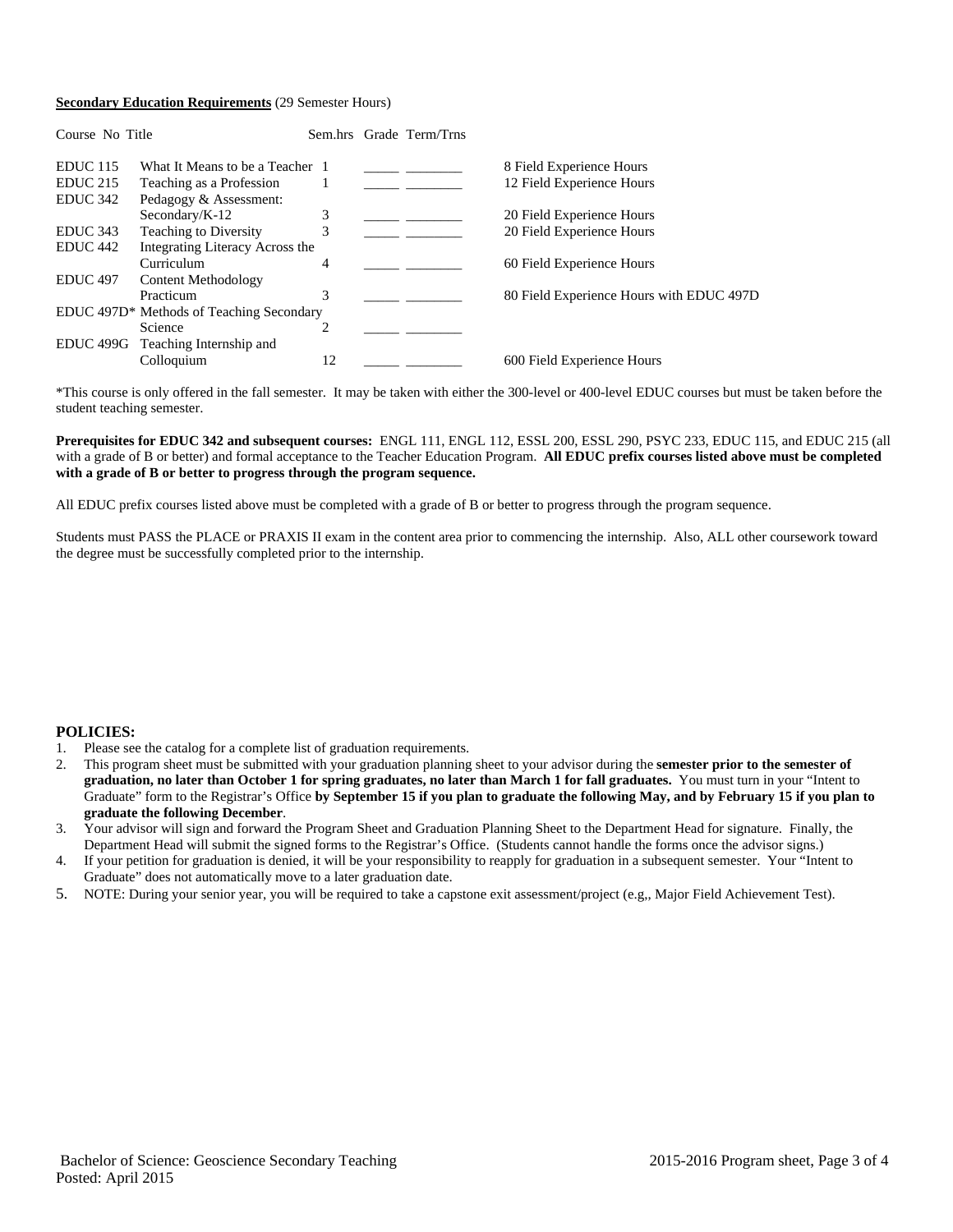**Secondary Education Requirements** (29 Semester Hours)

| Course No | Title | Sem.hrs | Grade | Term/Trns | |
|---|---|---|---|---|---|
| EDUC 115 | What It Means to be a Teacher | 1 | _____ | ________ | 8 Field Experience Hours |
| EDUC 215 | Teaching as a Profession | 1 | _____ | ________ | 12 Field Experience Hours |
| EDUC 342 | Pedagogy & Assessment: Secondary/K-12 | 3 | _____ | ________ | 20 Field Experience Hours |
| EDUC 343 | Teaching to Diversity | 3 | _____ | ________ | 20 Field Experience Hours |
| EDUC 442 | Integrating Literacy Across the Curriculum | 4 | _____ | ________ | 60 Field Experience Hours |
| EDUC 497 | Content Methodology Practicum | 3 | _____ | ________ | 80 Field Experience Hours with EDUC 497D |
| EDUC 497D* | Methods of Teaching Secondary Science | 2 | _____ | ________ | |
| EDUC 499G | Teaching Internship and Colloquium | 12 | _____ | ________ | 600 Field Experience Hours |

*This course is only offered in the fall semester. It may be taken with either the 300-level or 400-level EDUC courses but must be taken before the student teaching semester.

**Prerequisites for EDUC 342 and subsequent courses:** ENGL 111, ENGL 112, ESSL 200, ESSL 290, PSYC 233, EDUC 115, and EDUC 215 (all with a grade of B or better) and formal acceptance to the Teacher Education Program. **All EDUC prefix courses listed above must be completed with a grade of B or better to progress through the program sequence.**

All EDUC prefix courses listed above must be completed with a grade of B or better to progress through the program sequence.

Students must PASS the PLACE or PRAXIS II exam in the content area prior to commencing the internship. Also, ALL other coursework toward the degree must be successfully completed prior to the internship.

**POLICIES:**

1. Please see the catalog for a complete list of graduation requirements.
2. This program sheet must be submitted with your graduation planning sheet to your advisor during the **semester prior to the semester of graduation, no later than October 1 for spring graduates, no later than March 1 for fall graduates.** You must turn in your "Intent to Graduate" form to the Registrar's Office **by September 15 if you plan to graduate the following May, and by February 15 if you plan to graduate the following December**.
3. Your advisor will sign and forward the Program Sheet and Graduation Planning Sheet to the Department Head for signature. Finally, the Department Head will submit the signed forms to the Registrar's Office. (Students cannot handle the forms once the advisor signs.)
4. If your petition for graduation is denied, it will be your responsibility to reapply for graduation in a subsequent semester. Your "Intent to Graduate" does not automatically move to a later graduation date.
5. NOTE: During your senior year, you will be required to take a capstone exit assessment/project (e.g,, Major Field Achievement Test).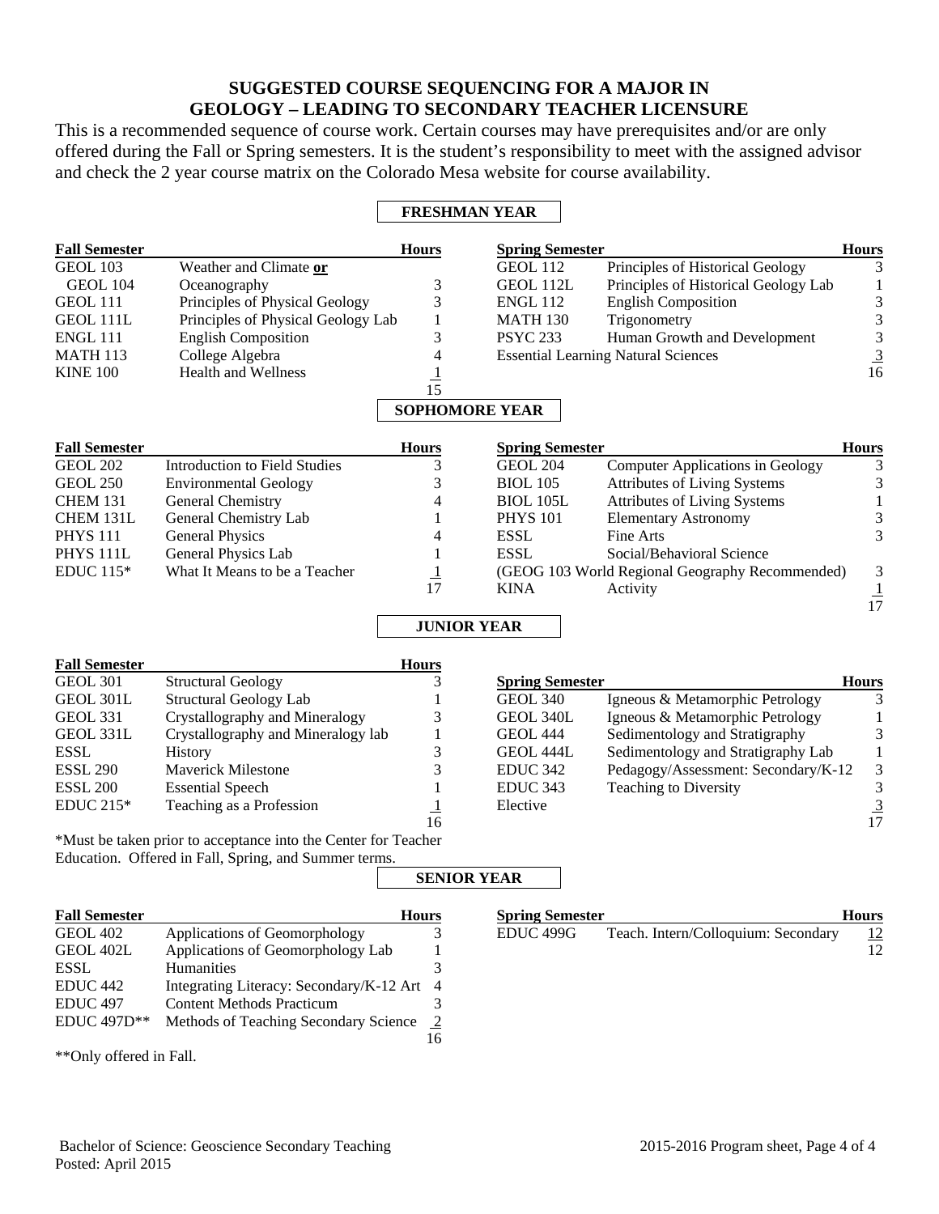# SUGGESTED COURSE SEQUENCING FOR A MAJOR IN GEOLOGY – LEADING TO SECONDARY TEACHER LICENSURE

This is a recommended sequence of course work. Certain courses may have prerequisites and/or are only offered during the Fall or Spring semesters. It is the student's responsibility to meet with the assigned advisor and check the 2 year course matrix on the Colorado Mesa website for course availability.

## FRESHMAN YEAR

| Fall Semester | | Hours |
|---|---|---|
| GEOL 103 | Weather and Climate **or** | |
| GEOL 104 | Oceanography | 3 |
| GEOL 111 | Principles of Physical Geology | 3 |
| GEOL 111L | Principles of Physical Geology Lab | 1 |
| ENGL 111 | English Composition | 3 |
| MATH 113 | College Algebra | 4 |
| KINE 100 | Health and Wellness | 1 |
| | | 15 |

| Spring Semester | | Hours |
|---|---|---|
| GEOL 112 | Principles of Historical Geology | 3 |
| GEOL 112L | Principles of Historical Geology Lab | 1 |
| ENGL 112 | English Composition | 3 |
| MATH 130 | Trigonometry | 3 |
| PSYC 233 | Human Growth and Development | 3 |
| Essential Learning Natural Sciences | | 3 |
| | | 16 |

## SOPHOMORE YEAR

| Fall Semester | | Hours |
|---|---|---|
| GEOL 202 | Introduction to Field Studies | 3 |
| GEOL 250 | Environmental Geology | 3 |
| CHEM 131 | General Chemistry | 4 |
| CHEM 131L | General Chemistry Lab | 1 |
| PHYS 111 | General Physics | 4 |
| PHYS 111L | General Physics Lab | 1 |
| EDUC 115* | What It Means to be a Teacher | 1 |
| | | 17 |

| Spring Semester | | Hours |
|---|---|---|
| GEOL 204 | Computer Applications in Geology | 3 |
| BIOL 105 | Attributes of Living Systems | 3 |
| BIOL 105L | Attributes of Living Systems | 1 |
| PHYS 101 | Elementary Astronomy | 3 |
| ESSL | Fine Arts | 3 |
| ESSL | Social/Behavioral Science (GEOG 103 World Regional Geography Recommended) | 3 |
| KINA | Activity | 1 |
| | | 17 |

## JUNIOR YEAR

| Fall Semester | | Hours |
|---|---|---|
| GEOL 301 | Structural Geology | 3 |
| GEOL 301L | Structural Geology Lab | 1 |
| GEOL 331 | Crystallography and Mineralogy | 3 |
| GEOL 331L | Crystallography and Mineralogy lab | 1 |
| ESSL | History | 3 |
| ESSL 290 | Maverick Milestone | 3 |
| ESSL 200 | Essential Speech | 1 |
| EDUC 215* | Teaching as a Profession | 1 |
| | | 16 |

*Must be taken prior to acceptance into the Center for Teacher Education. Offered in Fall, Spring, and Summer terms.

| Spring Semester | | Hours |
|---|---|---|
| GEOL 340 | Igneous & Metamorphic Petrology | 3 |
| GEOL 340L | Igneous & Metamorphic Petrology | 1 |
| GEOL 444 | Sedimentology and Stratigraphy | 3 |
| GEOL 444L | Sedimentology and Stratigraphy Lab | 1 |
| EDUC 342 | Pedagogy/Assessment: Secondary/K-12 | 3 |
| EDUC 343 | Teaching to Diversity | 3 |
| Elective | | 3 |
| | | 17 |

## SENIOR YEAR

| Fall Semester | | Hours |
|---|---|---|
| GEOL 402 | Applications of Geomorphology | 3 |
| GEOL 402L | Applications of Geomorphology Lab | 1 |
| ESSL | Humanities | 3 |
| EDUC 442 | Integrating Literacy: Secondary/K-12 Art | 4 |
| EDUC 497 | Content Methods Practicum | 3 |
| EDUC 497D** | Methods of Teaching Secondary Science | 2 |
| | | 16 |

**Only offered in Fall.

| Spring Semester | | Hours |
|---|---|---|
| EDUC 499G | Teach. Intern/Colloquium: Secondary | 12 |
| | | 12 |

Bachelor of Science: Geoscience Secondary Teaching
Posted: April 2015
2015-2016 Program sheet